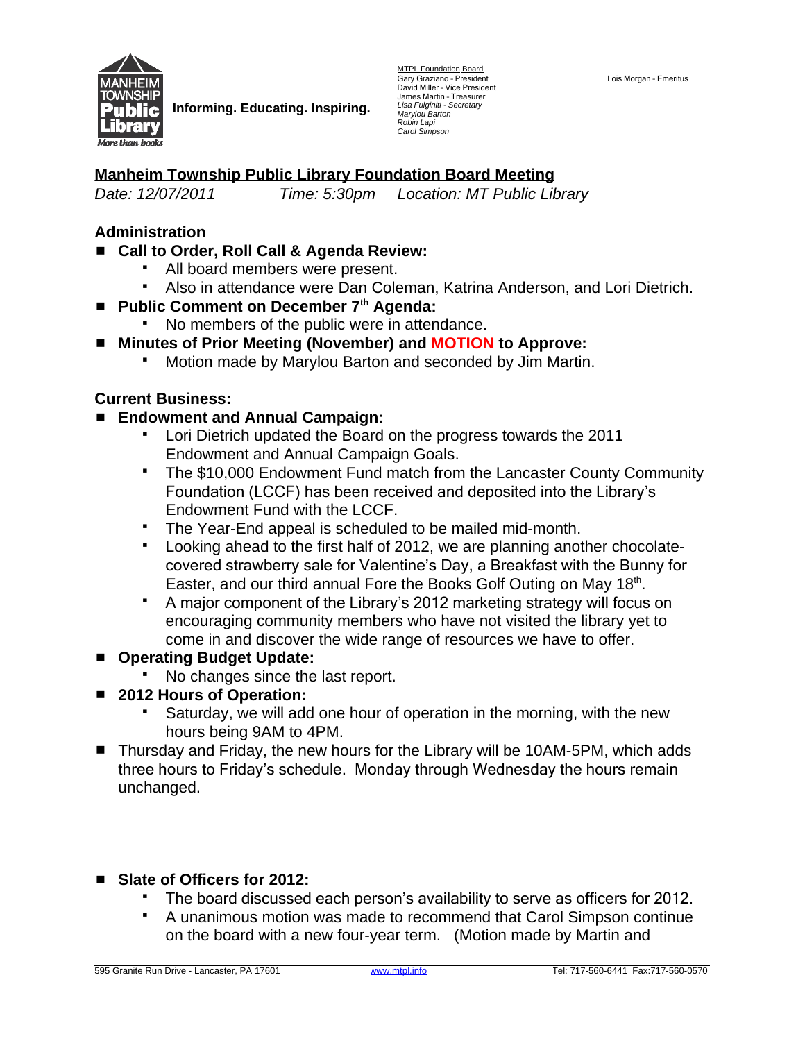**Informing. Educating. Inspiring.**

MTPL Foundation Board
Gary Graziano - President
David Miller - Vice President
James Martin - Treasurer
*Lisa Fulginiti - Secretary*
*Marylou Barton*
*Robin Lapi*
*Carol Simpson*

Lois Morgan - Emeritus

## Manheim Township Public Library Foundation Board Meeting

*Date: 12/07/2011 Time: 5:30pm Location: MT Public Library*

### Administration

- **Call to Order, Roll Call & Agenda Review:**
  - All board members were present.
  - Also in attendance were Dan Coleman, Katrina Anderson, and Lori Dietrich.
- **Public Comment on December 7th Agenda:**
  - No members of the public were in attendance.
- **Minutes of Prior Meeting (November) and MOTION to Approve:**
  - Motion made by Marylou Barton and seconded by Jim Martin.

### Current Business:

- **Endowment and Annual Campaign:**
  - Lori Dietrich updated the Board on the progress towards the 2011 Endowment and Annual Campaign Goals.
  - The $10,000 Endowment Fund match from the Lancaster County Community Foundation (LCCF) has been received and deposited into the Library's Endowment Fund with the LCCF.
  - The Year-End appeal is scheduled to be mailed mid-month.
  - Looking ahead to the first half of 2012, we are planning another chocolate-covered strawberry sale for Valentine's Day, a Breakfast with the Bunny for Easter, and our third annual Fore the Books Golf Outing on May 18th.
  - A major component of the Library's 2012 marketing strategy will focus on encouraging community members who have not visited the library yet to come in and discover the wide range of resources we have to offer.
- **Operating Budget Update:**
  - No changes since the last report.
- **2012 Hours of Operation:**
  - Saturday, we will add one hour of operation in the morning, with the new hours being 9AM to 4PM.
- Thursday and Friday, the new hours for the Library will be 10AM-5PM, which adds three hours to Friday's schedule. Monday through Wednesday the hours remain unchanged.

- **Slate of Officers for 2012:**
  - The board discussed each person's availability to serve as officers for 2012.
  - A unanimous motion was made to recommend that Carol Simpson continue on the board with a new four-year term. (Motion made by Martin and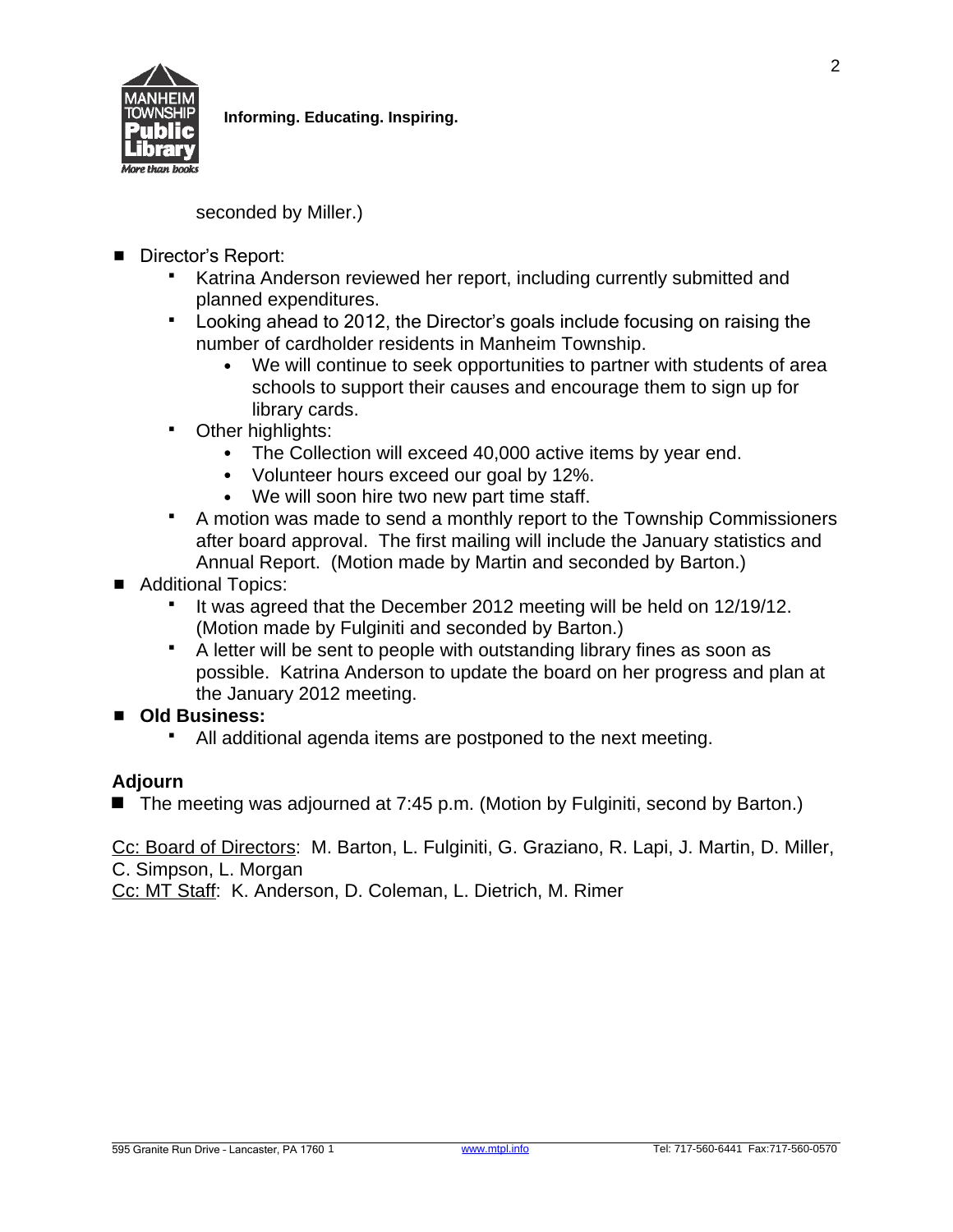seconded by Miller.)

- Director's Report:
  - Katrina Anderson reviewed her report, including currently submitted and planned expenditures.
  - Looking ahead to 2012, the Director's goals include focusing on raising the number of cardholder residents in Manheim Township.
    - We will continue to seek opportunities to partner with students of area schools to support their causes and encourage them to sign up for library cards.
  - Other highlights:
    - The Collection will exceed 40,000 active items by year end.
    - Volunteer hours exceed our goal by 12%.
    - We will soon hire two new part time staff.
  - A motion was made to send a monthly report to the Township Commissioners after board approval. The first mailing will include the January statistics and Annual Report. (Motion made by Martin and seconded by Barton.)
- Additional Topics:
  - It was agreed that the December 2012 meeting will be held on 12/19/12. (Motion made by Fulginiti and seconded by Barton.)
  - A letter will be sent to people with outstanding library fines as soon as possible. Katrina Anderson to update the board on her progress and plan at the January 2012 meeting.
- **Old Business:**
  - All additional agenda items are postponed to the next meeting.

**Adjourn**

- The meeting was adjourned at 7:45 p.m. (Motion by Fulginiti, second by Barton.)

Cc: Board of Directors: M. Barton, L. Fulginiti, G. Graziano, R. Lapi, J. Martin, D. Miller, C. Simpson, L. Morgan
Cc: MT Staff: K. Anderson, D. Coleman, L. Dietrich, M. Rimer